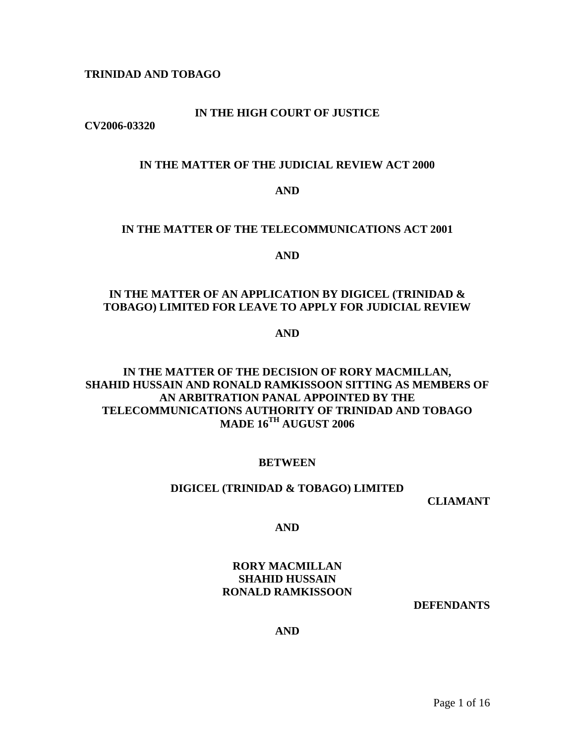**TRINIDAD AND TOBAGO**

**IN THE HIGH COURT OF JUSTICE**

**CV2006-03320**

**IN THE MATTER OF THE JUDICIAL REVIEW ACT 2000**

**AND**

**IN THE MATTER OF THE TELECOMMUNICATIONS ACT 2001**

**AND**

**IN THE MATTER OF AN APPLICATION BY DIGICEL (TRINIDAD & TOBAGO) LIMITED FOR LEAVE TO APPLY FOR JUDICIAL REVIEW**

**AND**

**IN THE MATTER OF THE DECISION OF RORY MACMILLAN, SHAHID HUSSAIN AND RONALD RAMKISSOON SITTING AS MEMBERS OF AN ARBITRATION PANAL APPOINTED BY THE TELECOMMUNICATIONS AUTHORITY OF TRINIDAD AND TOBAGO MADE 16TH AUGUST 2006**

**BETWEEN**

**DIGICEL (TRINIDAD & TOBAGO) LIMITED**

**CLIAMANT**

**AND**

**RORY MACMILLAN**
**SHAHID HUSSAIN**
**RONALD RAMKISSOON**

**DEFENDANTS**

**AND**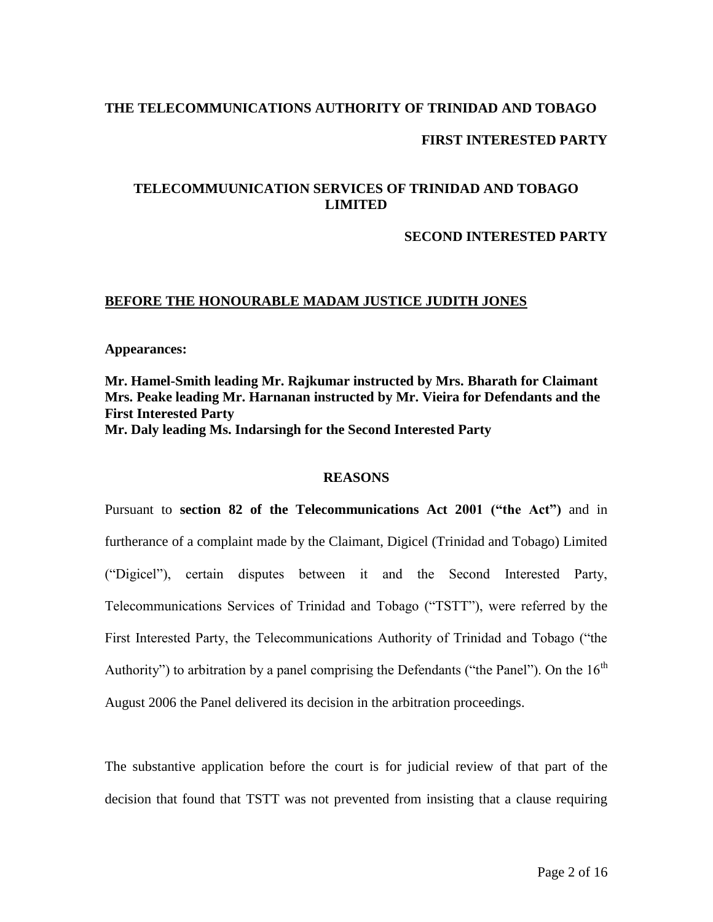**THE TELECOMMUNICATIONS AUTHORITY OF TRINIDAD AND TOBAGO**

**FIRST INTERESTED PARTY**

**TELECOMMUUNICATION SERVICES OF TRINIDAD AND TOBAGO LIMITED**

**SECOND INTERESTED PARTY**

**BEFORE THE HONOURABLE MADAM JUSTICE JUDITH JONES**

**Appearances:**

**Mr. Hamel-Smith leading Mr. Rajkumar instructed by Mrs. Bharath for Claimant**
**Mrs. Peake leading Mr. Harnanan instructed by Mr. Vieira for Defendants and the First Interested Party**
**Mr. Daly leading Ms. Indarsingh for the Second Interested Party**

## REASONS

Pursuant to **section 82 of the Telecommunications Act 2001 ("the Act")** and in furtherance of a complaint made by the Claimant, Digicel (Trinidad and Tobago) Limited ("Digicel"), certain disputes between it and the Second Interested Party, Telecommunications Services of Trinidad and Tobago ("TSTT"), were referred by the First Interested Party, the Telecommunications Authority of Trinidad and Tobago ("the Authority") to arbitration by a panel comprising the Defendants ("the Panel"). On the 16th August 2006 the Panel delivered its decision in the arbitration proceedings.

The substantive application before the court is for judicial review of that part of the decision that found that TSTT was not prevented from insisting that a clause requiring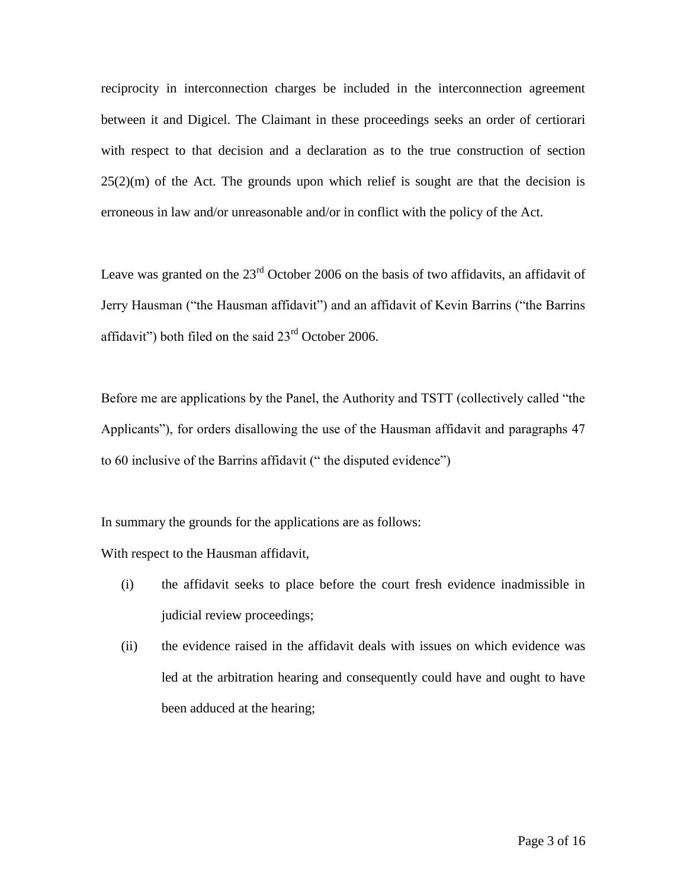reciprocity in interconnection charges be included in the interconnection agreement between it and Digicel. The Claimant in these proceedings seeks an order of certiorari with respect to that decision and a declaration as to the true construction of section 25(2)(m) of the Act. The grounds upon which relief is sought are that the decision is erroneous in law and/or unreasonable and/or in conflict with the policy of the Act.

Leave was granted on the 23rd October 2006 on the basis of two affidavits, an affidavit of Jerry Hausman ("the Hausman affidavit") and an affidavit of Kevin Barrins ("the Barrins affidavit") both filed on the said 23rd October 2006.

Before me are applications by the Panel, the Authority and TSTT (collectively called "the Applicants"), for orders disallowing the use of the Hausman affidavit and paragraphs 47 to 60 inclusive of the Barrins affidavit (" the disputed evidence")

In summary the grounds for the applications are as follows:

With respect to the Hausman affidavit,

(i) the affidavit seeks to place before the court fresh evidence inadmissible in judicial review proceedings;

(ii) the evidence raised in the affidavit deals with issues on which evidence was led at the arbitration hearing and consequently could have and ought to have been adduced at the hearing;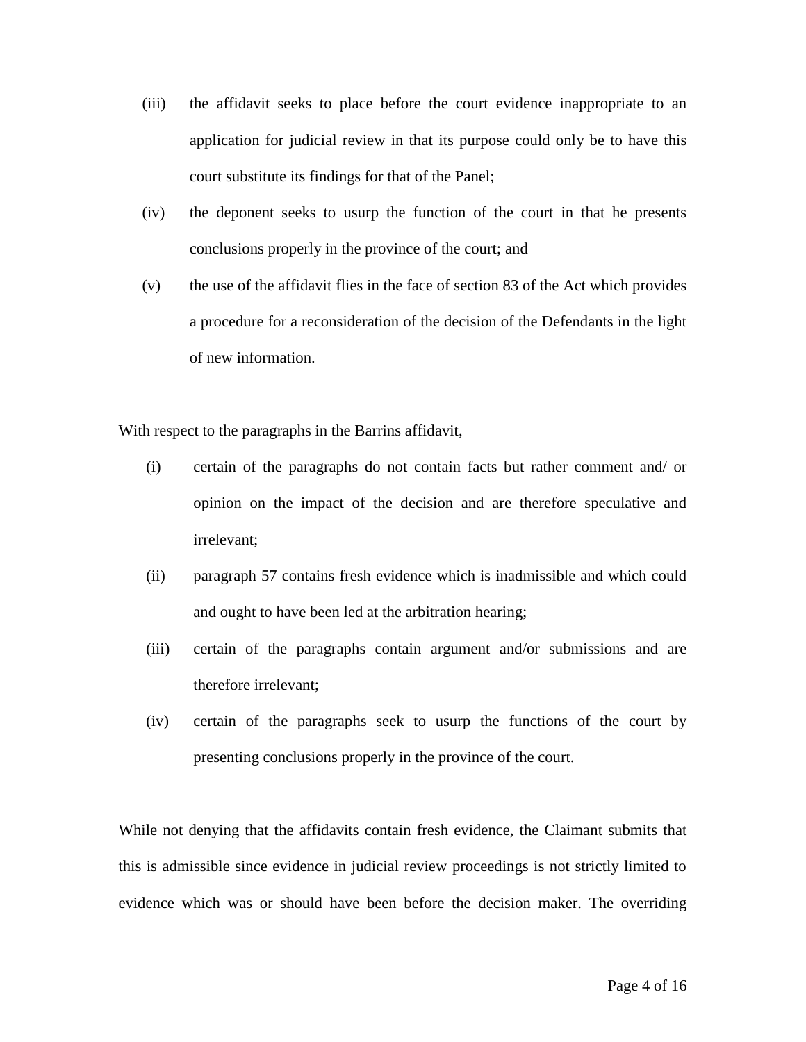(iii) the affidavit seeks to place before the court evidence inappropriate to an application for judicial review in that its purpose could only be to have this court substitute its findings for that of the Panel;

(iv) the deponent seeks to usurp the function of the court in that he presents conclusions properly in the province of the court; and

(v) the use of the affidavit flies in the face of section 83 of the Act which provides a procedure for a reconsideration of the decision of the Defendants in the light of new information.

With respect to the paragraphs in the Barrins affidavit,

(i) certain of the paragraphs do not contain facts but rather comment and/ or opinion on the impact of the decision and are therefore speculative and irrelevant;

(ii) paragraph 57 contains fresh evidence which is inadmissible and which could and ought to have been led at the arbitration hearing;

(iii) certain of the paragraphs contain argument and/or submissions and are therefore irrelevant;

(iv) certain of the paragraphs seek to usurp the functions of the court by presenting conclusions properly in the province of the court.

While not denying that the affidavits contain fresh evidence, the Claimant submits that this is admissible since evidence in judicial review proceedings is not strictly limited to evidence which was or should have been before the decision maker. The overriding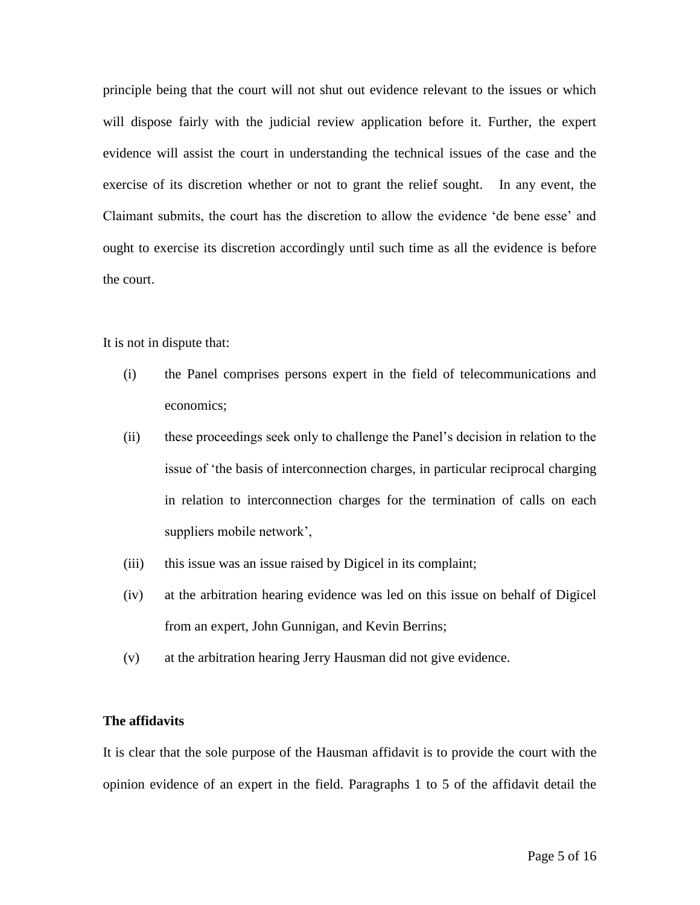principle being that the court will not shut out evidence relevant to the issues or which will dispose fairly with the judicial review application before it. Further, the expert evidence will assist the court in understanding the technical issues of the case and the exercise of its discretion whether or not to grant the relief sought. In any event, the Claimant submits, the court has the discretion to allow the evidence 'de bene esse' and ought to exercise its discretion accordingly until such time as all the evidence is before the court.

It is not in dispute that:

(i) the Panel comprises persons expert in the field of telecommunications and economics;

(ii) these proceedings seek only to challenge the Panel's decision in relation to the issue of 'the basis of interconnection charges, in particular reciprocal charging in relation to interconnection charges for the termination of calls on each suppliers mobile network',

(iii) this issue was an issue raised by Digicel in its complaint;

(iv) at the arbitration hearing evidence was led on this issue on behalf of Digicel from an expert, John Gunnigan, and Kevin Berrins;

(v) at the arbitration hearing Jerry Hausman did not give evidence.

**The affidavits**

It is clear that the sole purpose of the Hausman affidavit is to provide the court with the opinion evidence of an expert in the field. Paragraphs 1 to 5 of the affidavit detail the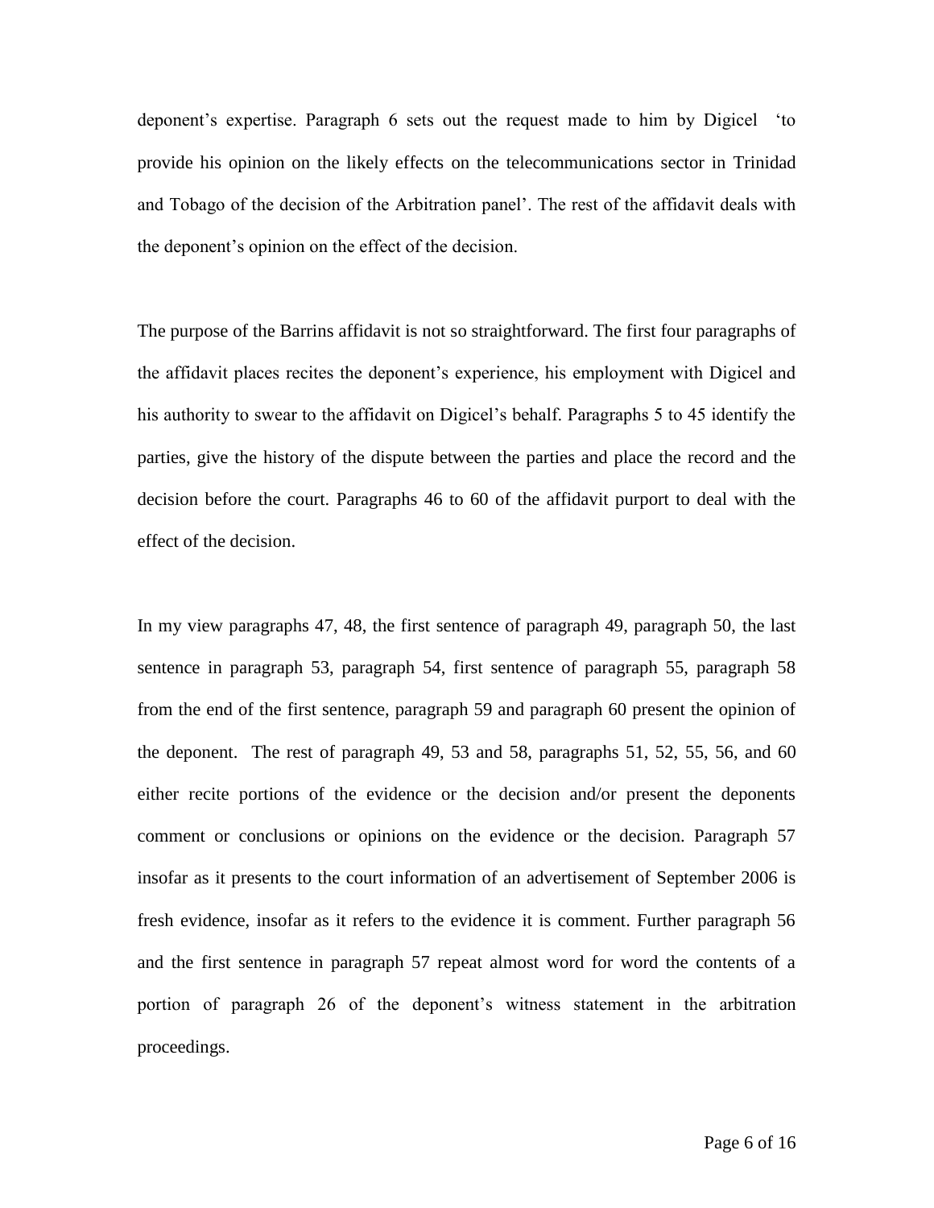deponent's expertise. Paragraph 6 sets out the request made to him by Digicel 'to provide his opinion on the likely effects on the telecommunications sector in Trinidad and Tobago of the decision of the Arbitration panel'. The rest of the affidavit deals with the deponent's opinion on the effect of the decision.

The purpose of the Barrins affidavit is not so straightforward. The first four paragraphs of the affidavit places recites the deponent's experience, his employment with Digicel and his authority to swear to the affidavit on Digicel's behalf. Paragraphs 5 to 45 identify the parties, give the history of the dispute between the parties and place the record and the decision before the court. Paragraphs 46 to 60 of the affidavit purport to deal with the effect of the decision.

In my view paragraphs 47, 48, the first sentence of paragraph 49, paragraph 50, the last sentence in paragraph 53, paragraph 54, first sentence of paragraph 55, paragraph 58 from the end of the first sentence, paragraph 59 and paragraph 60 present the opinion of the deponent. The rest of paragraph 49, 53 and 58, paragraphs 51, 52, 55, 56, and 60 either recite portions of the evidence or the decision and/or present the deponents comment or conclusions or opinions on the evidence or the decision. Paragraph 57 insofar as it presents to the court information of an advertisement of September 2006 is fresh evidence, insofar as it refers to the evidence it is comment. Further paragraph 56 and the first sentence in paragraph 57 repeat almost word for word the contents of a portion of paragraph 26 of the deponent's witness statement in the arbitration proceedings.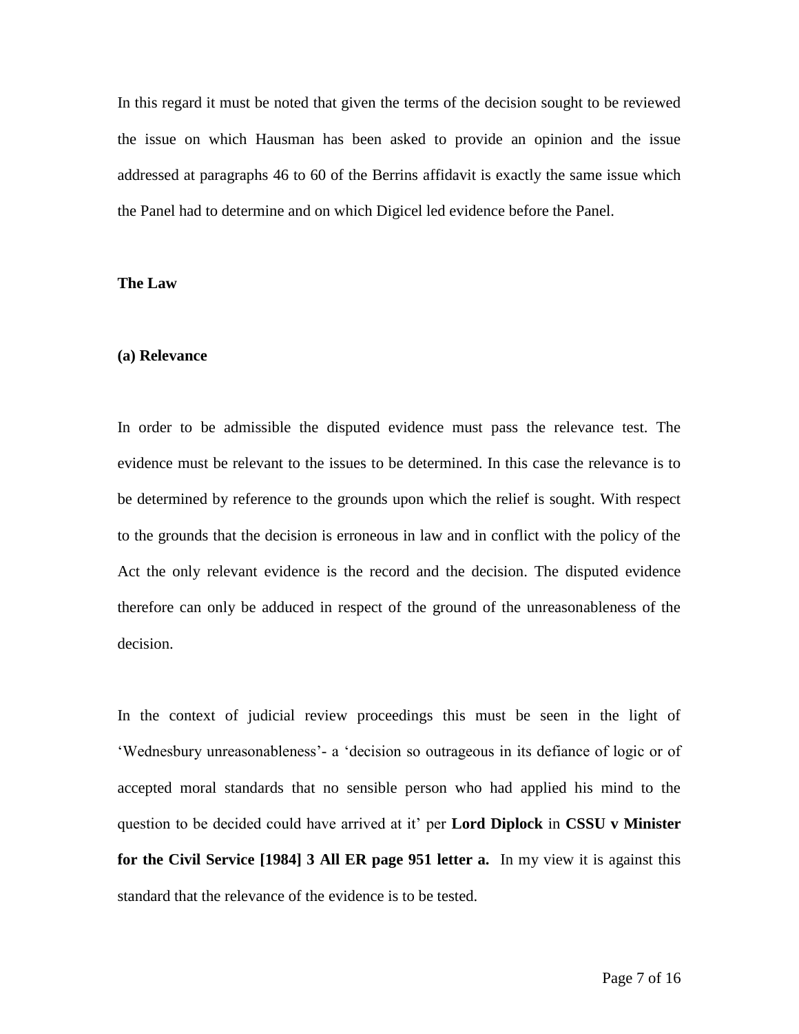In this regard it must be noted that given the terms of the decision sought to be reviewed the issue on which Hausman has been asked to provide an opinion and the issue addressed at paragraphs 46 to 60 of the Berrins affidavit is exactly the same issue which the Panel had to determine and on which Digicel led evidence before the Panel.

**The Law**

**(a) Relevance**

In order to be admissible the disputed evidence must pass the relevance test. The evidence must be relevant to the issues to be determined. In this case the relevance is to be determined by reference to the grounds upon which the relief is sought. With respect to the grounds that the decision is erroneous in law and in conflict with the policy of the Act the only relevant evidence is the record and the decision. The disputed evidence therefore can only be adduced in respect of the ground of the unreasonableness of the decision.

In the context of judicial review proceedings this must be seen in the light of 'Wednesbury unreasonableness'- a 'decision so outrageous in its defiance of logic or of accepted moral standards that no sensible person who had applied his mind to the question to be decided could have arrived at it' per **Lord Diplock** in **CSSU v Minister for the Civil Service [1984] 3 All ER page 951 letter a.** In my view it is against this standard that the relevance of the evidence is to be tested.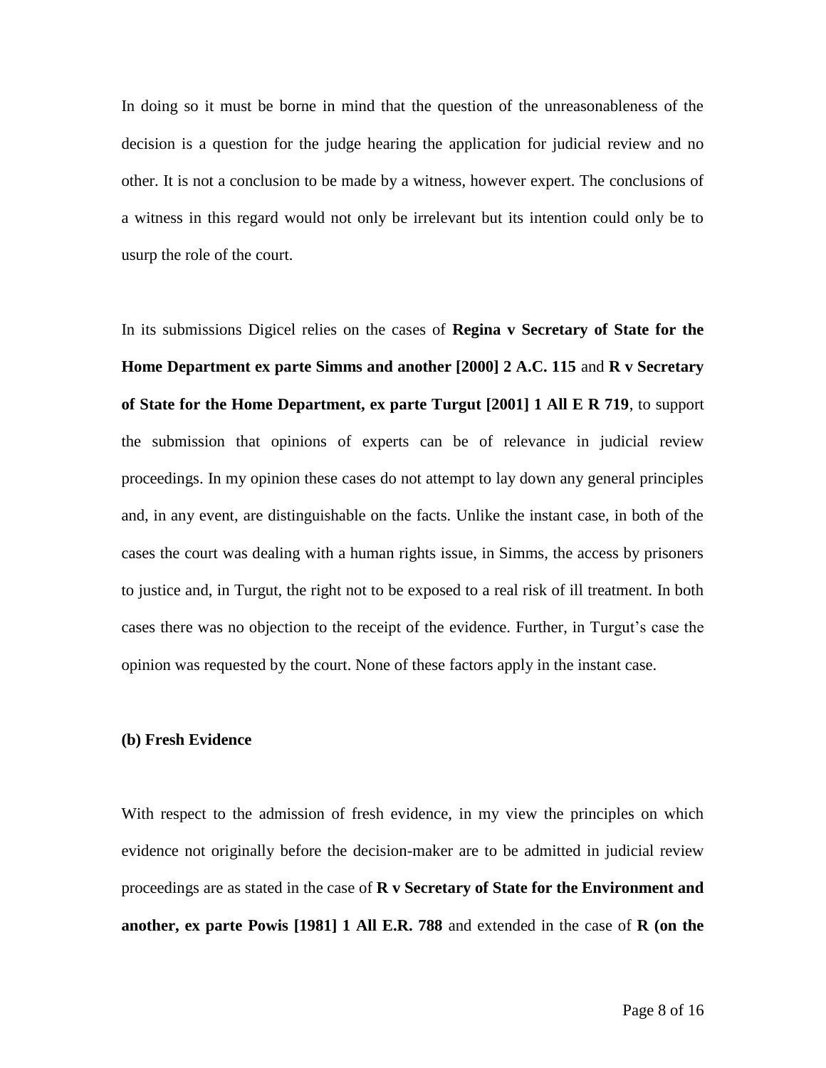In doing so it must be borne in mind that the question of the unreasonableness of the decision is a question for the judge hearing the application for judicial review and no other. It is not a conclusion to be made by a witness, however expert. The conclusions of a witness in this regard would not only be irrelevant but its intention could only be to usurp the role of the court.

In its submissions Digicel relies on the cases of **Regina v Secretary of State for the Home Department ex parte Simms and another [2000] 2 A.C. 115** and **R v Secretary of State for the Home Department, ex parte Turgut [2001] 1 All E R 719**, to support the submission that opinions of experts can be of relevance in judicial review proceedings. In my opinion these cases do not attempt to lay down any general principles and, in any event, are distinguishable on the facts. Unlike the instant case, in both of the cases the court was dealing with a human rights issue, in Simms, the access by prisoners to justice and, in Turgut, the right not to be exposed to a real risk of ill treatment. In both cases there was no objection to the receipt of the evidence. Further, in Turgut's case the opinion was requested by the court. None of these factors apply in the instant case.

**(b) Fresh Evidence**

With respect to the admission of fresh evidence, in my view the principles on which evidence not originally before the decision-maker are to be admitted in judicial review proceedings are as stated in the case of **R v Secretary of State for the Environment and another, ex parte Powis [1981] 1 All E.R. 788** and extended in the case of **R (on the**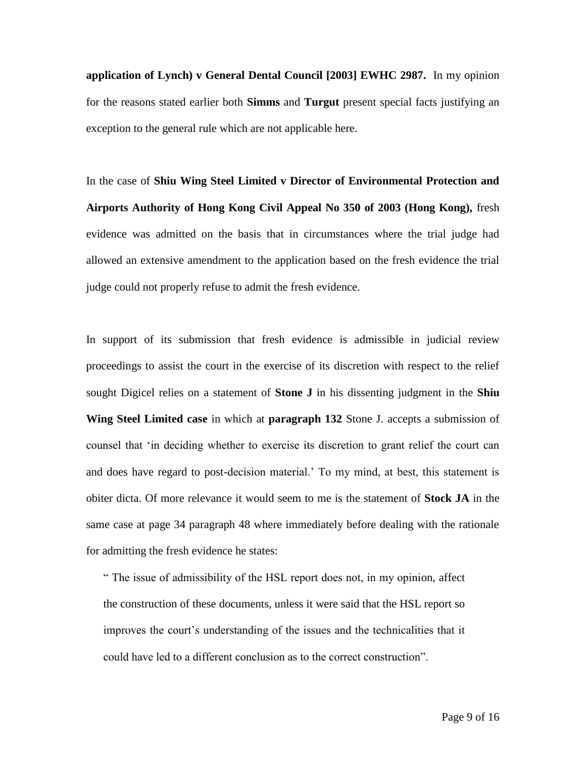**application of Lynch) v General Dental Council [2003] EWHC 2987.** In my opinion for the reasons stated earlier both **Simms** and **Turgut** present special facts justifying an exception to the general rule which are not applicable here.

In the case of **Shiu Wing Steel Limited v Director of Environmental Protection and Airports Authority of Hong Kong Civil Appeal No 350 of 2003 (Hong Kong),** fresh evidence was admitted on the basis that in circumstances where the trial judge had allowed an extensive amendment to the application based on the fresh evidence the trial judge could not properly refuse to admit the fresh evidence.

In support of its submission that fresh evidence is admissible in judicial review proceedings to assist the court in the exercise of its discretion with respect to the relief sought Digicel relies on a statement of **Stone J** in his dissenting judgment in the **Shiu Wing Steel Limited case** in which at **paragraph 132** Stone J. accepts a submission of counsel that 'in deciding whether to exercise its discretion to grant relief the court can and does have regard to post-decision material.' To my mind, at best, this statement is obiter dicta. Of more relevance it would seem to me is the statement of **Stock JA** in the same case at page 34 paragraph 48 where immediately before dealing with the rationale for admitting the fresh evidence he states:

> " The issue of admissibility of the HSL report does not, in my opinion, affect the construction of these documents, unless it were said that the HSL report so improves the court's understanding of the issues and the technicalities that it could have led to a different conclusion as to the correct construction".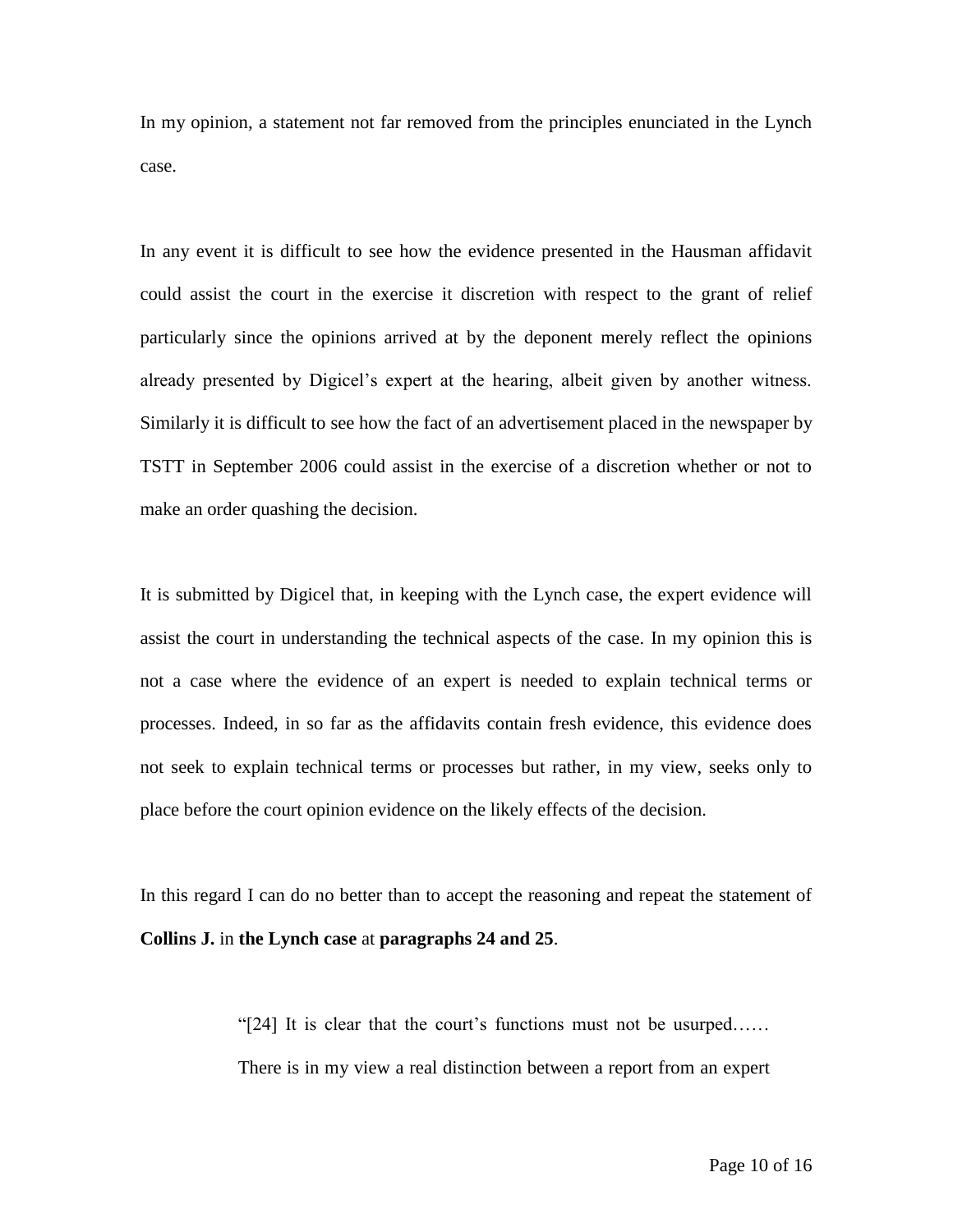In my opinion, a statement not far removed from the principles enunciated in the Lynch case.

In any event it is difficult to see how the evidence presented in the Hausman affidavit could assist the court in the exercise it discretion with respect to the grant of relief particularly since the opinions arrived at by the deponent merely reflect the opinions already presented by Digicel's expert at the hearing, albeit given by another witness. Similarly it is difficult to see how the fact of an advertisement placed in the newspaper by TSTT in September 2006 could assist in the exercise of a discretion whether or not to make an order quashing the decision.

It is submitted by Digicel that, in keeping with the Lynch case, the expert evidence will assist the court in understanding the technical aspects of the case. In my opinion this is not a case where the evidence of an expert is needed to explain technical terms or processes. Indeed, in so far as the affidavits contain fresh evidence, this evidence does not seek to explain technical terms or processes but rather, in my view, seeks only to place before the court opinion evidence on the likely effects of the decision.

In this regard I can do no better than to accept the reasoning and repeat the statement of **Collins J.** in **the Lynch case** at **paragraphs 24 and 25**.

> "[24] It is clear that the court's functions must not be usurped……
> There is in my view a real distinction between a report from an expert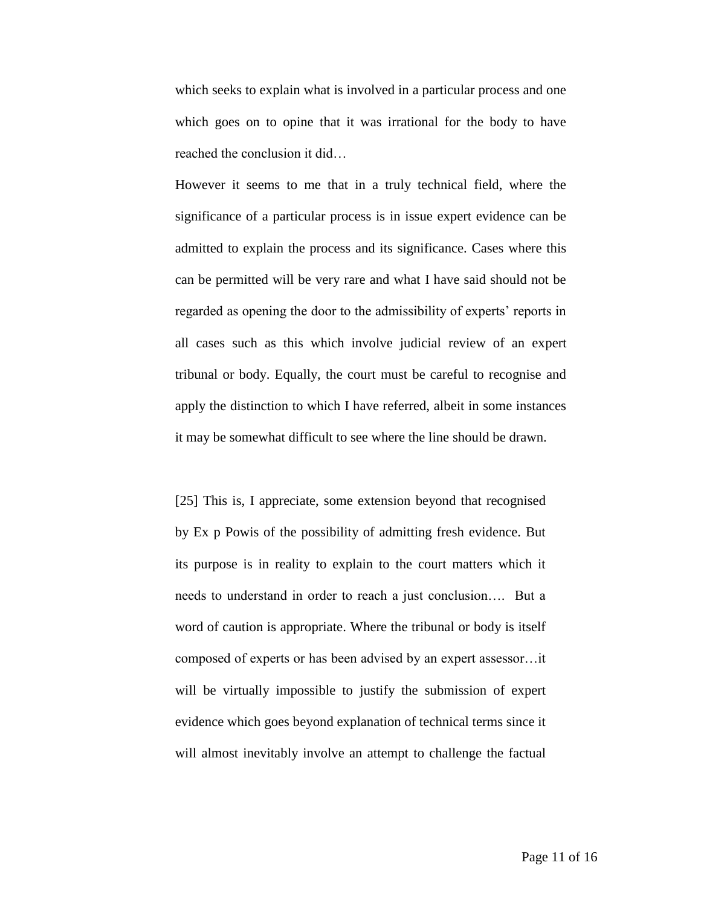which seeks to explain what is involved in a particular process and one which goes on to opine that it was irrational for the body to have reached the conclusion it did…

However it seems to me that in a truly technical field, where the significance of a particular process is in issue expert evidence can be admitted to explain the process and its significance. Cases where this can be permitted will be very rare and what I have said should not be regarded as opening the door to the admissibility of experts' reports in all cases such as this which involve judicial review of an expert tribunal or body. Equally, the court must be careful to recognise and apply the distinction to which I have referred, albeit in some instances it may be somewhat difficult to see where the line should be drawn.

[25] This is, I appreciate, some extension beyond that recognised by Ex p Powis of the possibility of admitting fresh evidence. But its purpose is in reality to explain to the court matters which it needs to understand in order to reach a just conclusion…. But a word of caution is appropriate. Where the tribunal or body is itself composed of experts or has been advised by an expert assessor…it will be virtually impossible to justify the submission of expert evidence which goes beyond explanation of technical terms since it will almost inevitably involve an attempt to challenge the factual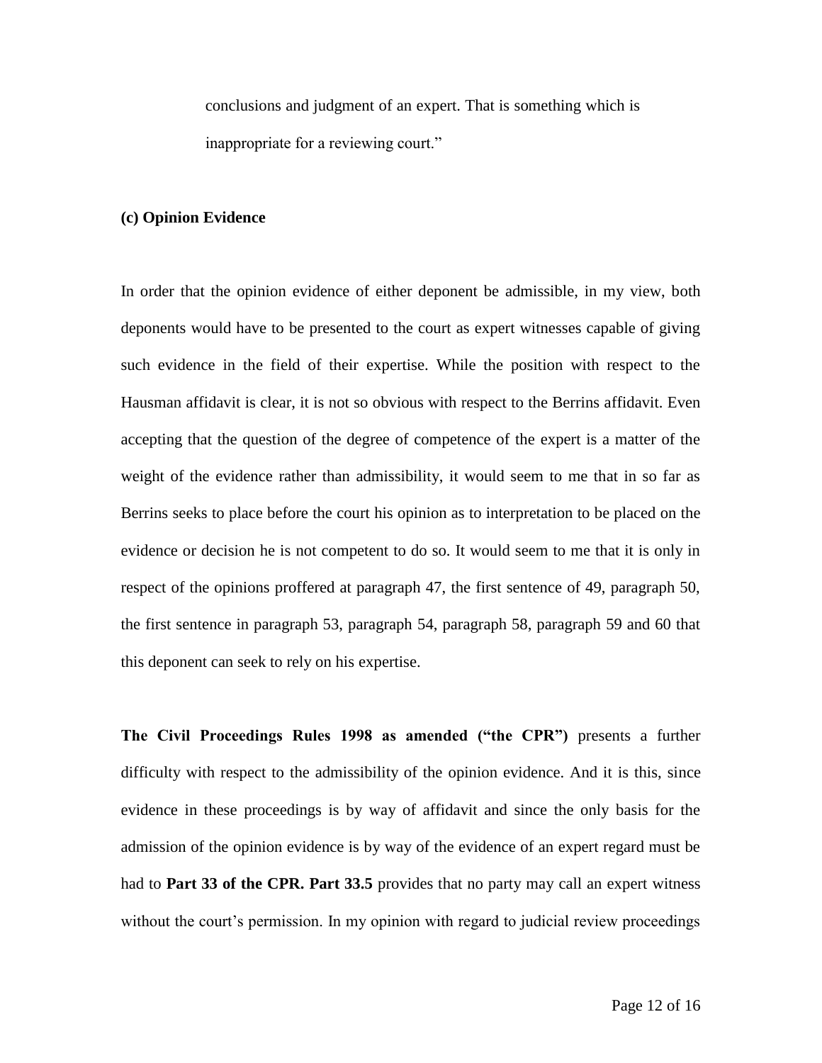> conclusions and judgment of an expert. That is something which is inappropriate for a reviewing court."

**(c) Opinion Evidence**

In order that the opinion evidence of either deponent be admissible, in my view, both deponents would have to be presented to the court as expert witnesses capable of giving such evidence in the field of their expertise. While the position with respect to the Hausman affidavit is clear, it is not so obvious with respect to the Berrins affidavit. Even accepting that the question of the degree of competence of the expert is a matter of the weight of the evidence rather than admissibility, it would seem to me that in so far as Berrins seeks to place before the court his opinion as to interpretation to be placed on the evidence or decision he is not competent to do so. It would seem to me that it is only in respect of the opinions proffered at paragraph 47, the first sentence of 49, paragraph 50, the first sentence in paragraph 53, paragraph 54, paragraph 58, paragraph 59 and 60 that this deponent can seek to rely on his expertise.

**The Civil Proceedings Rules 1998 as amended ("the CPR")** presents a further difficulty with respect to the admissibility of the opinion evidence. And it is this, since evidence in these proceedings is by way of affidavit and since the only basis for the admission of the opinion evidence is by way of the evidence of an expert regard must be had to **Part 33 of the CPR. Part 33.5** provides that no party may call an expert witness without the court's permission. In my opinion with regard to judicial review proceedings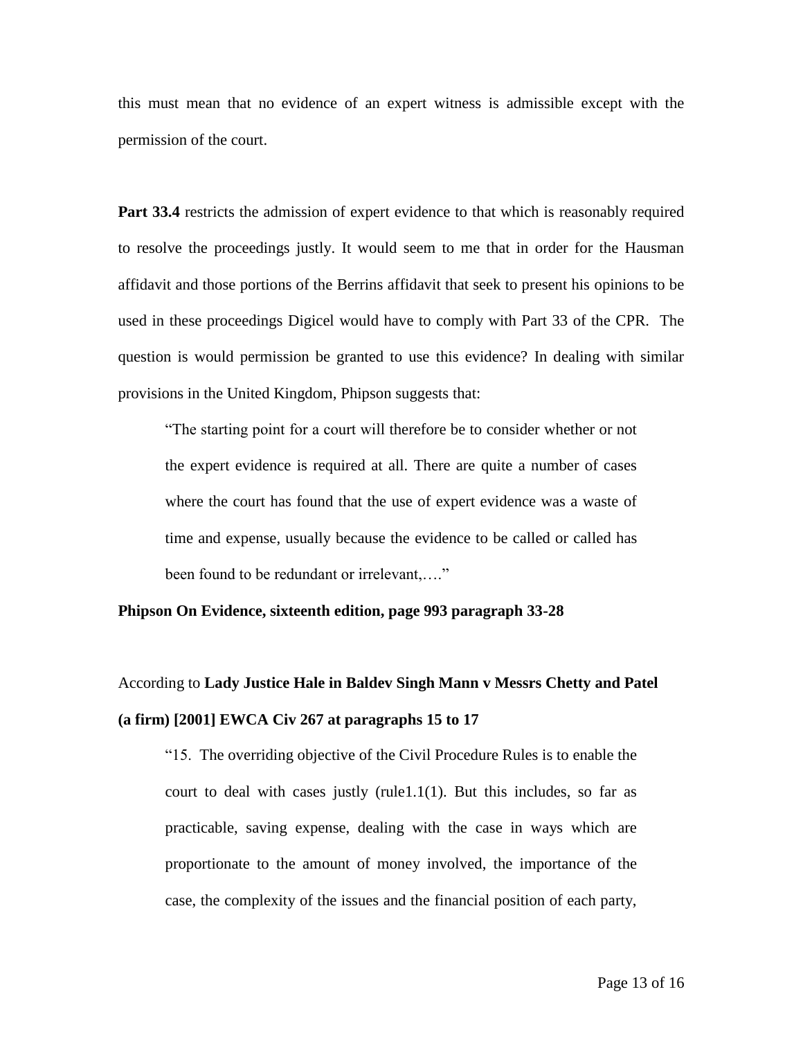this must mean that no evidence of an expert witness is admissible except with the permission of the court.

**Part 33.4** restricts the admission of expert evidence to that which is reasonably required to resolve the proceedings justly. It would seem to me that in order for the Hausman affidavit and those portions of the Berrins affidavit that seek to present his opinions to be used in these proceedings Digicel would have to comply with Part 33 of the CPR. The question is would permission be granted to use this evidence? In dealing with similar provisions in the United Kingdom, Phipson suggests that:

> "The starting point for a court will therefore be to consider whether or not the expert evidence is required at all. There are quite a number of cases where the court has found that the use of expert evidence was a waste of time and expense, usually because the evidence to be called or called has been found to be redundant or irrelevant,…."

**Phipson On Evidence, sixteenth edition, page 993 paragraph 33-28**

According to **Lady Justice Hale in Baldev Singh Mann v Messrs Chetty and Patel (a firm) [2001] EWCA Civ 267 at paragraphs 15 to 17**

> "15. The overriding objective of the Civil Procedure Rules is to enable the court to deal with cases justly (rule1.1(1). But this includes, so far as practicable, saving expense, dealing with the case in ways which are proportionate to the amount of money involved, the importance of the case, the complexity of the issues and the financial position of each party,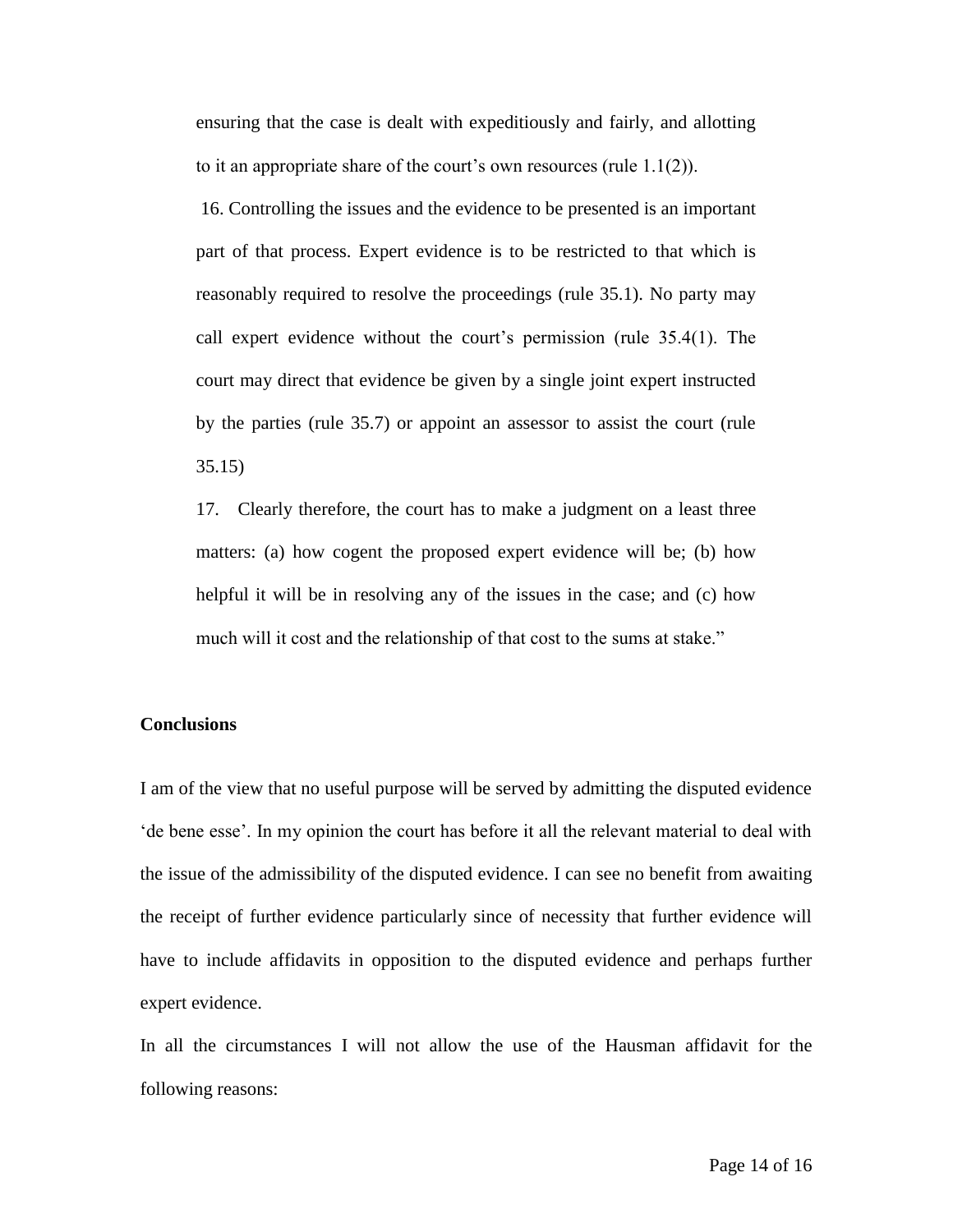ensuring that the case is dealt with expeditiously and fairly, and allotting to it an appropriate share of the court's own resources (rule 1.1(2)).

16. Controlling the issues and the evidence to be presented is an important part of that process. Expert evidence is to be restricted to that which is reasonably required to resolve the proceedings (rule 35.1). No party may call expert evidence without the court's permission (rule 35.4(1). The court may direct that evidence be given by a single joint expert instructed by the parties (rule 35.7) or appoint an assessor to assist the court (rule 35.15)

17. Clearly therefore, the court has to make a judgment on a least three matters: (a) how cogent the proposed expert evidence will be; (b) how helpful it will be in resolving any of the issues in the case; and (c) how much will it cost and the relationship of that cost to the sums at stake."

**Conclusions**

I am of the view that no useful purpose will be served by admitting the disputed evidence 'de bene esse'. In my opinion the court has before it all the relevant material to deal with the issue of the admissibility of the disputed evidence. I can see no benefit from awaiting the receipt of further evidence particularly since of necessity that further evidence will have to include affidavits in opposition to the disputed evidence and perhaps further expert evidence.

In all the circumstances I will not allow the use of the Hausman affidavit for the following reasons: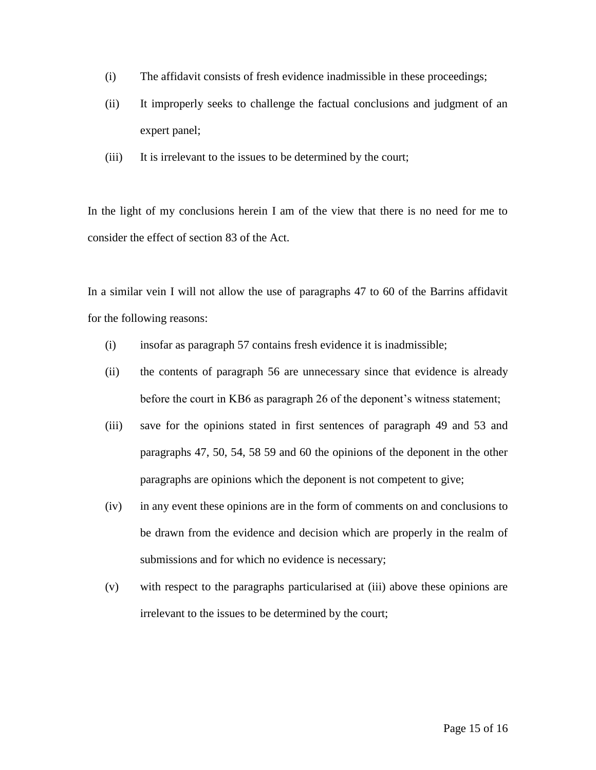(i) The affidavit consists of fresh evidence inadmissible in these proceedings;

(ii) It improperly seeks to challenge the factual conclusions and judgment of an expert panel;

(iii) It is irrelevant to the issues to be determined by the court;

In the light of my conclusions herein I am of the view that there is no need for me to consider the effect of section 83 of the Act.

In a similar vein I will not allow the use of paragraphs 47 to 60 of the Barrins affidavit for the following reasons:

(i) insofar as paragraph 57 contains fresh evidence it is inadmissible;

(ii) the contents of paragraph 56 are unnecessary since that evidence is already before the court in KB6 as paragraph 26 of the deponent's witness statement;

(iii) save for the opinions stated in first sentences of paragraph 49 and 53 and paragraphs 47, 50, 54, 58 59 and 60 the opinions of the deponent in the other paragraphs are opinions which the deponent is not competent to give;

(iv) in any event these opinions are in the form of comments on and conclusions to be drawn from the evidence and decision which are properly in the realm of submissions and for which no evidence is necessary;

(v) with respect to the paragraphs particularised at (iii) above these opinions are irrelevant to the issues to be determined by the court;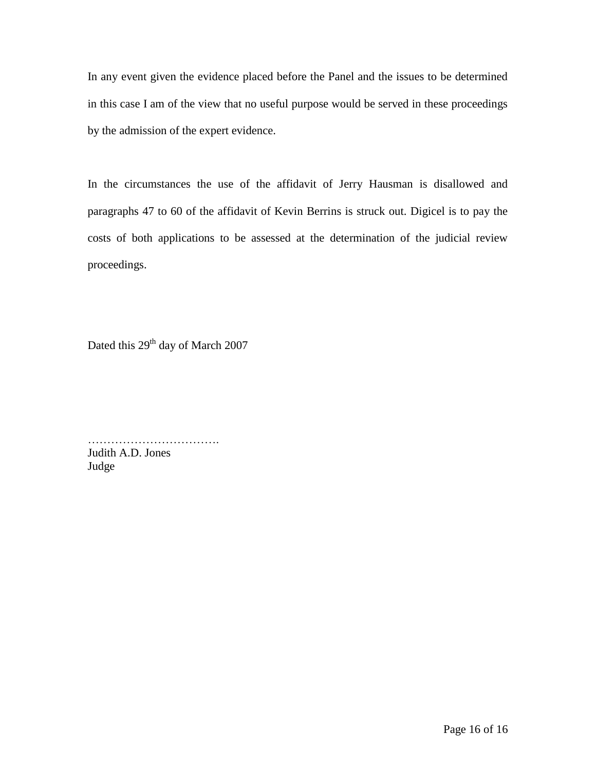In any event given the evidence placed before the Panel and the issues to be determined in this case I am of the view that no useful purpose would be served in these proceedings by the admission of the expert evidence.

In the circumstances the use of the affidavit of Jerry Hausman is disallowed and paragraphs 47 to 60 of the affidavit of Kevin Berrins is struck out. Digicel is to pay the costs of both applications to be assessed at the determination of the judicial review proceedings.

Dated this 29th day of March 2007

…………………………….
Judith A.D. Jones
Judge